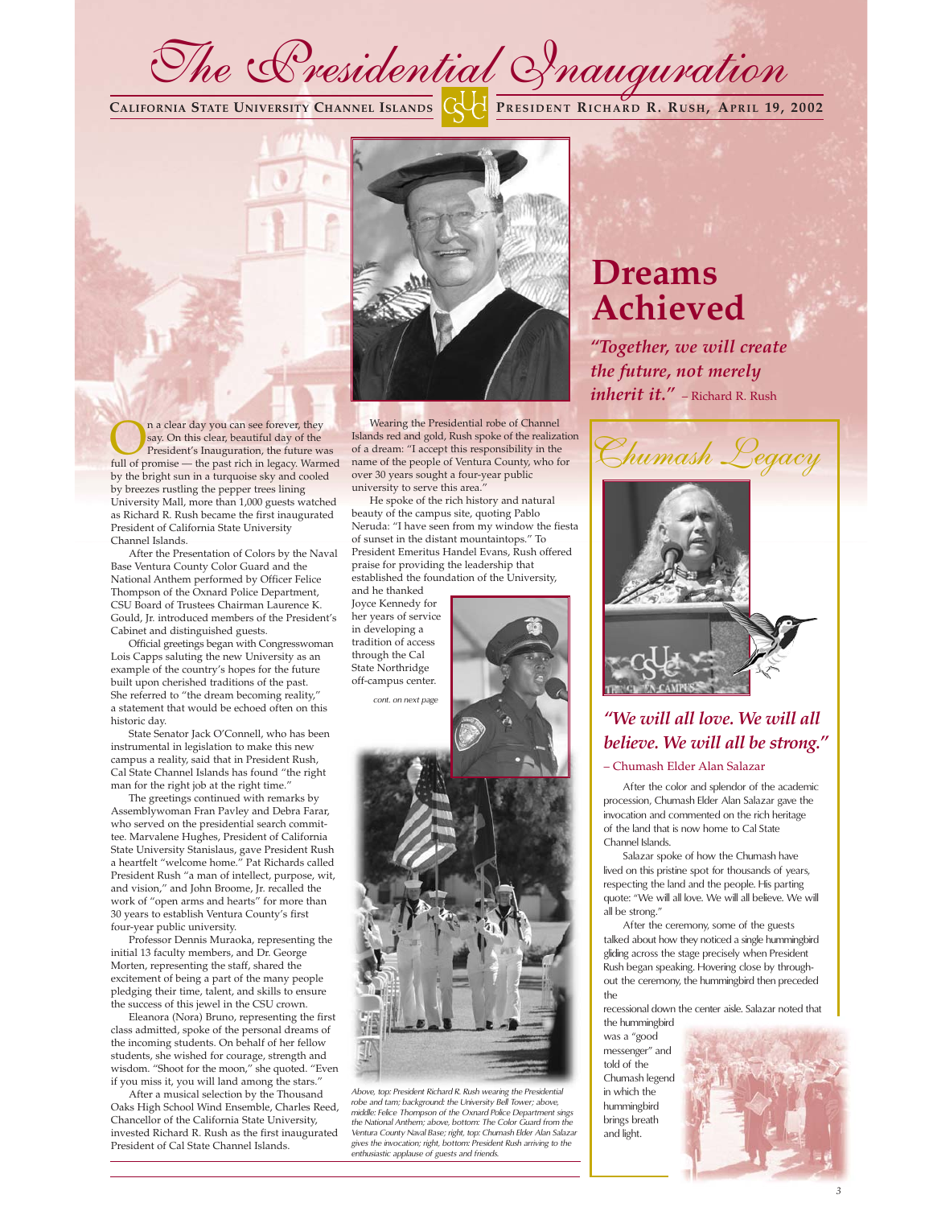# The Presidential Inauguration

**California State University Channel Islands** | **President Richard R. Rush, April 19, 2002**

## Dreams Achieved

***"Together, we will create the future, not merely inherit it."*** – Richard R. Rush

On a clear day you can see forever, they say. On this clear, beautiful day of the President's Inauguration, the future was full of promise — the past rich in legacy. Warmed by the bright sun in a turquoise sky and cooled by breezes rustling the pepper trees lining University Mall, more than 1,000 guests watched as Richard R. Rush became the first inaugurated President of California State University Channel Islands.

After the Presentation of Colors by the Naval Base Ventura County Color Guard and the National Anthem performed by Officer Felice Thompson of the Oxnard Police Department, CSU Board of Trustees Chairman Laurence K. Gould, Jr. introduced members of the President's Cabinet and distinguished guests.

Official greetings began with Congresswoman Lois Capps saluting the new University as an example of the country's hopes for the future built upon cherished traditions of the past. She referred to "the dream becoming reality," a statement that would be echoed often on this historic day.

State Senator Jack O'Connell, who has been instrumental in legislation to make this new campus a reality, said that in President Rush, Cal State Channel Islands has found "the right man for the right job at the right time."

The greetings continued with remarks by Assemblywoman Fran Pavley and Debra Farar, who served on the presidential search committee. Marvalene Hughes, President of California State University Stanislaus, gave President Rush a heartfelt "welcome home." Pat Richards called President Rush "a man of intellect, purpose, wit, and vision," and John Broome, Jr. recalled the work of "open arms and hearts" for more than 30 years to establish Ventura County's first four-year public university.

Professor Dennis Muraoka, representing the initial 13 faculty members, and Dr. George Morten, representing the staff, shared the excitement of being a part of the many people pledging their time, talent, and skills to ensure the success of this jewel in the CSU crown.

Eleanora (Nora) Bruno, representing the first class admitted, spoke of the personal dreams of the incoming students. On behalf of her fellow students, she wished for courage, strength and wisdom. "Shoot for the moon," she quoted. "Even if you miss it, you will land among the stars."

After a musical selection by the Thousand Oaks High School Wind Ensemble, Charles Reed, Chancellor of the California State University, invested Richard R. Rush as the first inaugurated President of Cal State Channel Islands.

Wearing the Presidential robe of Channel Islands red and gold, Rush spoke of the realization of a dream: "I accept this responsibility in the name of the people of Ventura County, who for over 30 years sought a four-year public university to serve this area."

He spoke of the rich history and natural beauty of the campus site, quoting Pablo Neruda: "I have seen from my window the fiesta of sunset in the distant mountaintops." To President Emeritus Handel Evans, Rush offered praise for providing the leadership that established the foundation of the University, and he thanked Joyce Kennedy for her years of service in developing a tradition of access through the Cal State Northridge off-campus center.

*cont. on next page*

*Above, top: President Richard R. Rush wearing the Presidential robe and tam; background: the University Bell Tower; above, middle: Felice Thompson of the Oxnard Police Department sings the National Anthem; above, bottom: The Color Guard from the Ventura County Naval Base; right, top: Chumash Elder Alan Salazar gives the invocation; right, bottom: President Rush arriving to the enthusiastic applause of guests and friends.*

## Chumash Legacy

***"We will all love. We will all believe. We will all be strong."***

– Chumash Elder Alan Salazar

After the color and splendor of the academic procession, Chumash Elder Alan Salazar gave the invocation and commented on the rich heritage of the land that is now home to Cal State Channel Islands.

Salazar spoke of how the Chumash have lived on this pristine spot for thousands of years, respecting the land and the people. His parting quote: "We will all love. We will all believe. We will all be strong."

After the ceremony, some of the guests talked about how they noticed a single hummingbird gliding across the stage precisely when President Rush began speaking. Hovering close by throughout the ceremony, the hummingbird then preceded the recessional down the center aisle. Salazar noted that the hummingbird was a "good messenger" and told of the Chumash legend in which the hummingbird brings breath and light.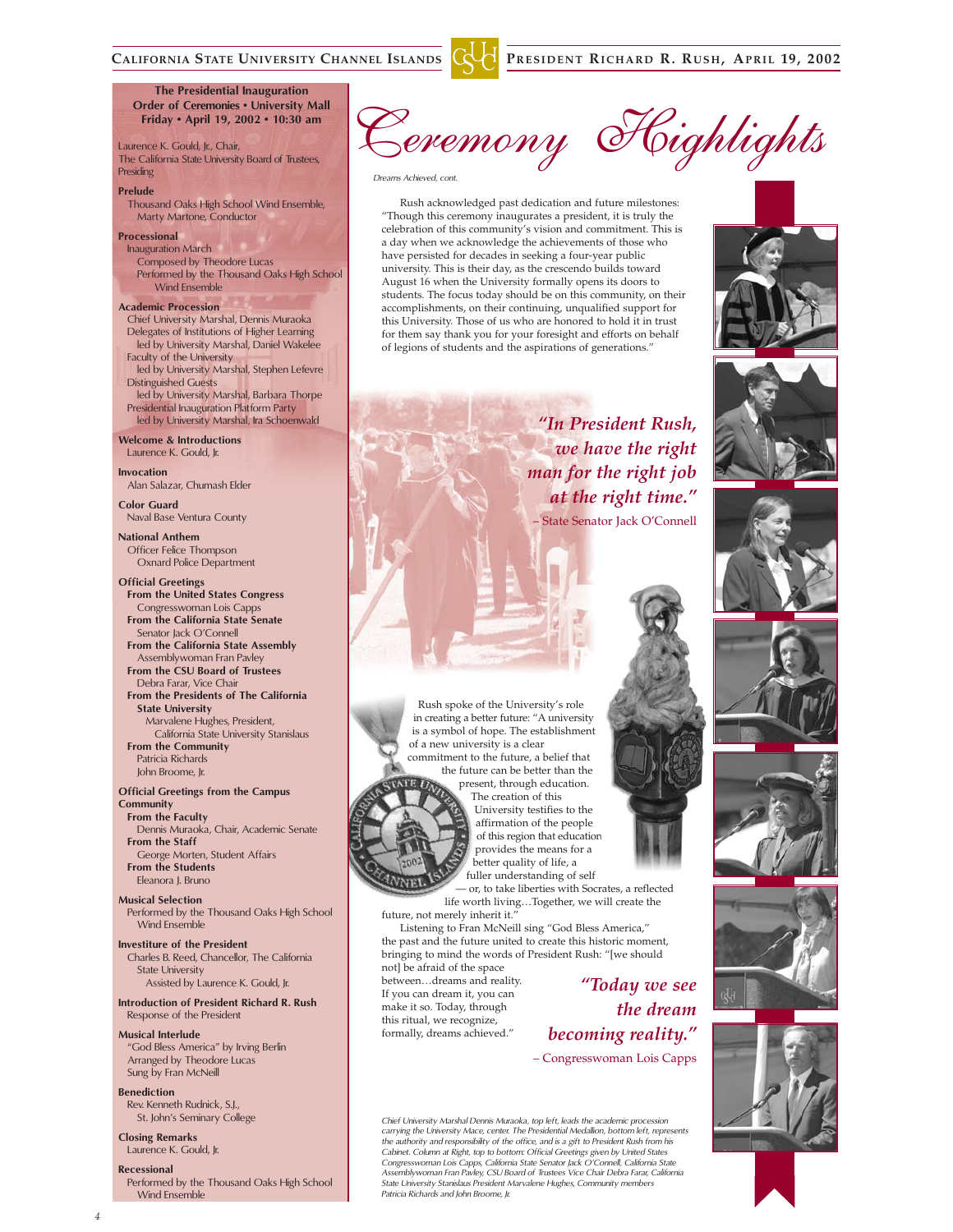**The Presidential Inauguration**
**Order of Ceremonies • University Mall**
**Friday • April 19, 2002 • 10:30 am**

Laurence K. Gould, Jr., Chair,
The California State University Board of Trustees,
Presiding

**Prelude**
Thousand Oaks High School Wind Ensemble,
Marty Martone, Conductor

**Processional**
Inauguration March
Composed by Theodore Lucas
Performed by the Thousand Oaks High School Wind Ensemble

**Academic Procession**
Chief University Marshal, Dennis Muraoka
Delegates of Institutions of Higher Learning
led by University Marshal, Daniel Wakelee
Faculty of the University
led by University Marshal, Stephen Lefevre
Distinguished Guests
led by University Marshal, Barbara Thorpe
Presidential Inauguration Platform Party
led by University Marshal, Ira Schoenwald

**Welcome & Introductions**
Laurence K. Gould, Jr.

**Invocation**
Alan Salazar, Chumash Elder

**Color Guard**
Naval Base Ventura County

**National Anthem**
Officer Felice Thompson
Oxnard Police Department

**Official Greetings**
**From the United States Congress**
Congresswoman Lois Capps
**From the California State Senate**
Senator Jack O'Connell
**From the California State Assembly**
Assemblywoman Fran Pavley
**From the CSU Board of Trustees**
Debra Farar, Vice Chair
**From the Presidents of The California State University**
Marvalene Hughes, President,
California State University Stanislaus
**From the Community**
Patricia Richards
John Broome, Jr.

**Official Greetings from the Campus Community**
**From the Faculty**
Dennis Muraoka, Chair, Academic Senate
**From the Staff**
George Morten, Student Affairs
**From the Students**
Eleanora J. Bruno

**Musical Selection**
Performed by the Thousand Oaks High School Wind Ensemble

**Investiture of the President**
Charles B. Reed, Chancellor, The California State University
Assisted by Laurence K. Gould, Jr.

**Introduction of President Richard R. Rush**
Response of the President

**Musical Interlude**
"God Bless America" by Irving Berlin
Arranged by Theodore Lucas
Sung by Fran McNeill

**Benediction**
Rev. Kenneth Rudnick, S.J.,
St. John's Seminary College

**Closing Remarks**
Laurence K. Gould, Jr.

**Recessional**
Performed by the Thousand Oaks High School Wind Ensemble

# Ceremony Highlights

*Dreams Achieved, cont.*

Rush acknowledged past dedication and future milestones: "Though this ceremony inaugurates a president, it is truly the celebration of this community's vision and commitment. This is a day when we acknowledge the achievements of those who have persisted for decades in seeking a four-year public university. This is their day, as the crescendo builds toward August 16 when the University formally opens its doors to students. The focus today should be on this community, on their accomplishments, on their continuing, unqualified support for this University. Those of us who are honored to hold it in trust for them say thank you for your foresight and efforts on behalf of legions of students and the aspirations of generations."

> ***"In President Rush, we have the right man for the right job at the right time."***
> – State Senator Jack O'Connell

Rush spoke of the University's role in creating a better future: "A university is a symbol of hope. The establishment of a new university is a clear commitment to the future, a belief that the future can be better than the present, through education. The creation of this University testifies to the affirmation of the people of this region that education provides the means for a better quality of life, a fuller understanding of self — or, to take liberties with Socrates, a reflected life worth living…Together, we will create the future, not merely inherit it."

Listening to Fran McNeill sing "God Bless America," the past and the future united to create this historic moment, bringing to mind the words of President Rush: "[we should not] be afraid of the space between…dreams and reality. If you can dream it, you can make it so. Today, through this ritual, we recognize, formally, dreams achieved."

> ***"Today we see the dream becoming reality."***
> – Congresswoman Lois Capps

*Chief University Marshal Dennis Muraoka, top left, leads the academic procession carrying the University Mace, center. The Presidential Medallion, bottom left, represents the authority and responsibility of the office, and is a gift to President Rush from his Cabinet. Column at Right, top to bottom: Official Greetings given by United States Congresswoman Lois Capps, California State Senator Jack O'Connell, California State Assemblywoman Fran Pavley, CSU Board of Trustees Vice Chair Debra Farar, California State University Stanislaus President Marvalene Hughes, Community members Patricia Richards and John Broome, Jr.*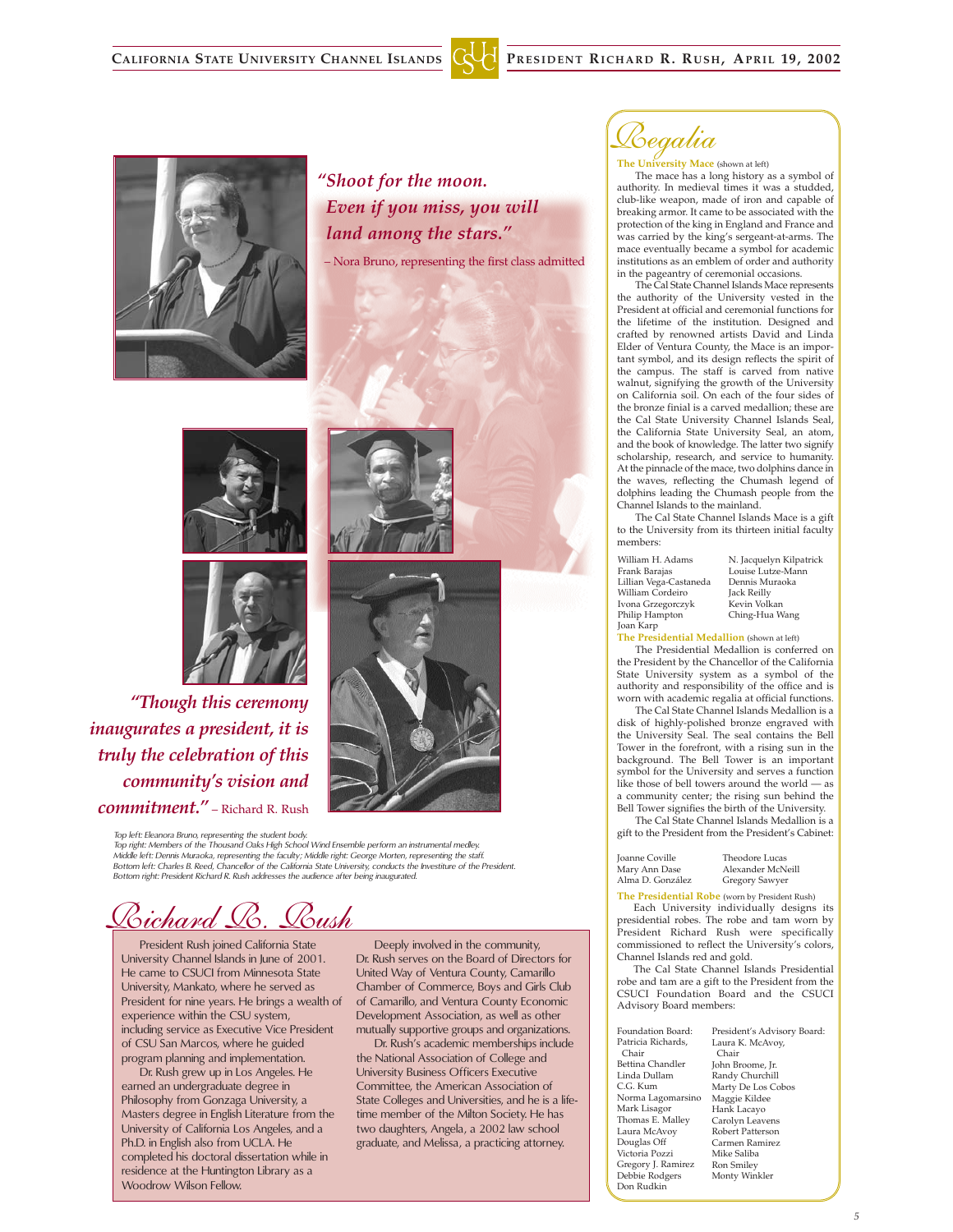*"Shoot for the moon. Even if you miss, you will land among the stars."*

– Nora Bruno, representing the first class admitted

*"Though this ceremony inaugurates a president, it is truly the celebration of this community's vision and commitment."* – Richard R. Rush

*Top left: Eleanora Bruno, representing the student body.*
*Top right: Members of the Thousand Oaks High School Wind Ensemble perform an instrumental medley.*
*Middle left: Dennis Muraoka, representing the faculty; Middle right: George Morten, representing the staff.*
*Bottom left: Charles B. Reed, Chancellor of the California State University, conducts the Investiture of the President.*
*Bottom right: President Richard R. Rush addresses the audience after being inaugurated.*

# Richard R. Rush

President Rush joined California State University Channel Islands in June of 2001. He came to CSUCI from Minnesota State University, Mankato, where he served as President for nine years. He brings a wealth of experience within the CSU system, including service as Executive Vice President of CSU San Marcos, where he guided program planning and implementation.

Dr. Rush grew up in Los Angeles. He earned an undergraduate degree in Philosophy from Gonzaga University, a Masters degree in English Literature from the University of California Los Angeles, and a Ph.D. in English also from UCLA. He completed his doctoral dissertation while in residence at the Huntington Library as a Woodrow Wilson Fellow.

Deeply involved in the community, Dr. Rush serves on the Board of Directors for United Way of Ventura County, Camarillo Chamber of Commerce, Boys and Girls Club of Camarillo, and Ventura County Economic Development Association, as well as other mutually supportive groups and organizations.

Dr. Rush's academic memberships include the National Association of College and University Business Officers Executive Committee, the American Association of State Colleges and Universities, and he is a lifetime member of the Milton Society. He has two daughters, Angela, a 2002 law school graduate, and Melissa, a practicing attorney.

# Regalia

**The University Mace** (shown at left)

The mace has a long history as a symbol of authority. In medieval times it was a studded, club-like weapon, made of iron and capable of breaking armor. It came to be associated with the protection of the king in England and France and was carried by the king's sergeant-at-arms. The mace eventually became a symbol for academic institutions as an emblem of order and authority in the pageantry of ceremonial occasions.

The Cal State Channel Islands Mace represents the authority of the University vested in the President at official and ceremonial functions for the lifetime of the institution. Designed and crafted by renowned artists David and Linda Elder of Ventura County, the Mace is an important symbol, and its design reflects the spirit of the campus. The staff is carved from native walnut, signifying the growth of the University on California soil. On each of the four sides of the bronze finial is a carved medallion; these are the Cal State University Channel Islands Seal, the California State University Seal, an atom, and the book of knowledge. The latter two signify scholarship, research, and service to humanity. At the pinnacle of the mace, two dolphins dance in the waves, reflecting the Chumash legend of dolphins leading the Chumash people from the Channel Islands to the mainland.

The Cal State Channel Islands Mace is a gift to the University from its thirteen initial faculty members:

William H. Adams
Frank Barajas
Lillian Vega-Castaneda
William Cordeiro
Ivona Grzegorczyk
Philip Hampton
Joan Karp
N. Jacquelyn Kilpatrick
Louise Lutze-Mann
Dennis Muraoka
Jack Reilly
Kevin Volkan
Ching-Hua Wang

**The Presidential Medallion** (shown at left)

The Presidential Medallion is conferred on the President by the Chancellor of the California State University system as a symbol of the authority and responsibility of the office and is worn with academic regalia at official functions.

The Cal State Channel Islands Medallion is a disk of highly-polished bronze engraved with the University Seal. The seal contains the Bell Tower in the forefront, with a rising sun in the background. The Bell Tower is an important symbol for the University and serves a function like those of bell towers around the world — as a community center; the rising sun behind the Bell Tower signifies the birth of the University.

The Cal State Channel Islands Medallion is a gift to the President from the President's Cabinet:

Joanne Coville
Mary Ann Dase
Alma D. González
Theodore Lucas
Alexander McNeill
Gregory Sawyer

**The Presidential Robe** (worn by President Rush)

Each University individually designs its presidential robes. The robe and tam worn by President Richard Rush were specifically commissioned to reflect the University's colors, Channel Islands red and gold.

The Cal State Channel Islands Presidential robe and tam are a gift to the President from the CSUCI Foundation Board and the CSUCI Advisory Board members:

Foundation Board:
Patricia Richards, Chair
Bettina Chandler
Linda Dullam
C.G. Kum
Norma Lagomarsino
Mark Lisagor
Thomas E. Malley
Laura McAvoy
Douglas Off
Victoria Pozzi
Gregory J. Ramirez
Debbie Rodgers
Don Rudkin

President's Advisory Board:
Laura K. McAvoy, Chair
John Broome, Jr.
Randy Churchill
Marty De Los Cobos
Maggie Kildee
Hank Lacayo
Carolyn Leavens
Robert Patterson
Carmen Ramirez
Mike Saliba
Ron Smiley
Monty Winkler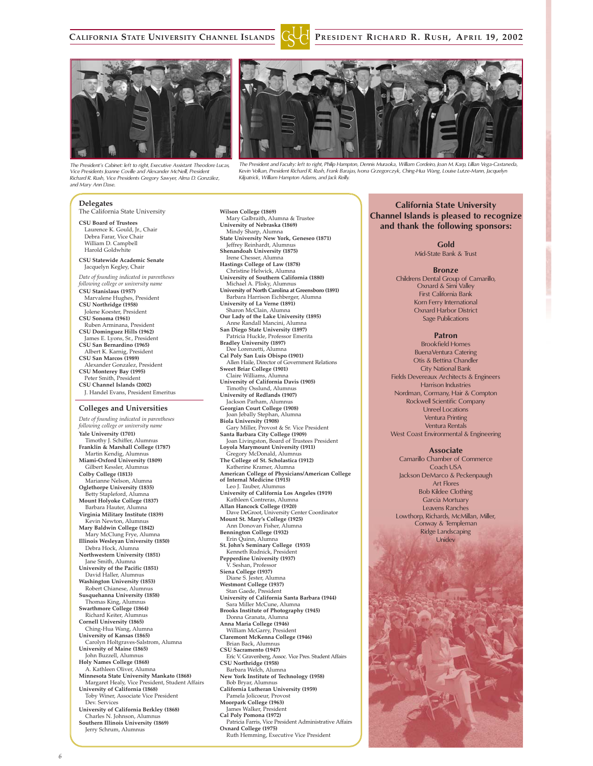The President's Cabinet: left to right, Executive Assistant Theodore Lucas, Vice Presidents Joanne Coville and Alexander McNeill, President Richard R. Rush, Vice Presidents Gregory Sawyer, Alma D. González, and Mary Ann Dase.

The President and Faculty: left to right, Philip Hampton, Dennis Muraoka, William Cordeiro, Joan M. Karp, Lillian Vega-Castaneda, Kevin Volkan, President Richard R. Rush, Frank Barajas, Ivona Grzegorczyk, Ching-Hua Wang, Louise Lutze-Mann, Jacquelyn Kilpatrick, William Hampton Adams, and Jack Reilly.

## Delegates

The California State University

**CSU Board of Trustees**
Laurence K. Gould, Jr., Chair
Debra Farar, Vice Chair
William D. Campbell
Harold Goldwhite

**CSU Statewide Academic Senate**
Jacquelyn Kegley, Chair

*Date of founding indicated in parentheses following college or university name*

**CSU Stanislaus (1957)**
Marvalene Hughes, President
**CSU Northridge (1958)**
Jolene Koester, President
**CSU Sonoma (1961)**
Ruben Arminana, President
**CSU Dominguez Hills (1962)**
James E. Lyons, Sr., President
**CSU San Bernardino (1965)**
Albert K. Karnig, President
**CSU San Marcos (1989)**
Alexander Gonzalez, President
**CSU Monterey Bay (1995)**
Peter Smith, President
**CSU Channel Islands (2002)**
J. Handel Evans, President Emeritus

## Colleges and Universities

*Date of founding indicated in parentheses following college or university name*

**Yale University (1701)**
Timothy J. Schiffer, Alumnus
**Franklin & Marshall College (1787)**
Martin Kendig, Alumnus
**Miami-Oxford University (1809)**
Gilbert Kessler, Alumnus
**Colby College (1813)**
Marianne Nelson, Alumna
**Oglethorpe University (1835)**
Betty Stapleford, Alumna
**Mount Holyoke College (1837)**
Barbara Hauter, Alumna
**Virginia Military Institute (1839)**
Kevin Newton, Alumnus
**Mary Baldwin College (1842)**
Mary McClung Frye, Alumna
**Illinois Wesleyan University (1850)**
Debra Hock, Alumna
**Northwestern University (1851)**
Jane Smith, Alumna
**University of the Pacific (1851)**
David Haller, Alumnus
**Washington University (1853)**
Robert Chianese, Alumnus
**Susquehanna University (1858)**
Thomas King, Alumnus
**Swarthmore College (1864)**
Richard Keiter, Alumnus
**Cornell University (1865)**
Ching-Hua Wang, Alumna
**University of Kansas (1865)**
Carolyn Holtgraves-Salstrom, Alumna
**University of Maine (1865)**
John Buzzell, Alumnus
**Holy Names College (1868)**
A. Kathleen Oliver, Alumna
**Minnesota State University Mankato (1868)**
Margaret Healy, Vice President, Student Affairs
**University of California (1868)**
Toby Winer, Associate Vice President Dev. Services
**University of California Berkley (1868)**
Charles N. Johnson, Alumnus
**Southern Illinois University (1869)**
Jerry Schrum, Alumnus
**Wilson College (1869)**
Mary Galbraith, Alumna & Trustee
**University of Nebraska (1869)**
Mindy Sharp, Alumna
**State University New York, Geneseo (1871)**
Jeffrey Reinhardt, Alumnus
**Shenandoah University (1875)**
Irene Chesser, Alumna
**Hastings College of Law (1878)**
Christine Helwick, Alumna
**University of Southern California (1880)**
Michael A. Plisky, Alumnus
**University of North Carolina at Greensboro (1891)**
Barbara Harrison Eichberger, Alumna
**University of La Verne (1891)**
Sharon McClain, Alumna
**Our Lady of the Lake University (1895)**
Anne Randall Mancini, Alumna
**San Diego State University (1897)**
Patricia Huckle, Professor Emerita
**Bradley University (1897)**
Dee Lorenzetti, Alumna
**Cal Poly San Luis Obispo (1901)**
Allen Haile, Director of Government Relations
**Sweet Briar College (1901)**
Claire Williams, Alumna
**University of California Davis (1905)**
Timothy Osslund, Alumnus
**University of Redlands (1907)**
Jackson Parham, Alumnus
**Georgian Court College (1908)**
Joan Jebally Stephan, Alumna
**Biola University (1908)**
Gary Miller, Provost & Sr. Vice President
**Santa Barbara City College (1909)**
Joan Livingston, Board of Trustees President
**Loyola Marymount University (1911)**
Gregory McDonald, Alumnus
**The College of St. Scholastica (1912)**
Katherine Kramer, Alumna
**American College of Physicians/American College of Internal Medicine (1915)**
Leo J. Tauber, Alumnus
**University of California Los Angeles (1919)**
Kathleen Contreras, Alumna
**Allan Hancock College (1920)**
Dave DeGroot, University Center Coordinator
**Mount St. Mary's College (1925)**
Ann Donovan Fisher, Alumna
**Bennington College (1932)**
Erin Quinn, Alumna
**St. John's Seminary College (1935)**
Kenneth Rudnick, President
**Pepperdine University (1937)**
V. Seshan, Professor
**Siena College (1937)**
Diane S. Jester, Alumna
**Westmont College (1937)**
Stan Gaede, President
**University of California Santa Barbara (1944)**
Sara Miller McCune, Alumna
**Brooks Institute of Photography (1945)**
Donna Granata, Alumna
**Anna Maria College (1946)**
William McGarry, President
**Claremont McKenna College (1946)**
Brian Back, Alumnus
**CSU Sacramento (1947)**
Eric V. Gravenberg, Assoc. Vice Pres. Student Affairs
**CSU Northridge (1958)**
Barbara Welch, Alumna
**New York Institute of Technology (1958)**
Bob Bryar, Alumnus
**California Lutheran University (1959)**
Pamela Jolicoeur, Provost
**Moorpark College (1963)**
James Walker, President
**Cal Poly Pomona (1972)**
Patricia Farris, Vice President Administrative Affairs
**Oxnard College (1975)**
Ruth Hemming, Executive Vice President

## California State University Channel Islands is pleased to recognize and thank the following sponsors:

### Gold
Mid-State Bank & Trust

### Bronze
Childrens Dental Group of Camarillo, Oxnard & Simi Valley
First California Bank
Korn Ferry International
Oxnard Harbor District
Sage Publications

### Patron
Brookfield Homes
BuenaVentura Catering
Otis & Bettina Chandler
City National Bank
Fields Devereaux Architects & Engineers
Harrison Industries
Nordman, Cormany, Hair & Compton
Rockwell Scientific Company
Unreel Locations
Ventura Printing
Ventura Rentals
West Coast Environmental & Engineering

### Associate
Camarillo Chamber of Commerce
Coach USA
Jackson DeMarco & Peckenpaugh
Art Flores
Bob Kildee Clothing
Garcia Mortuary
Leavens Ranches
Lowthorp, Richards, McMillan, Miller, Conway & Templeman
Ridge Landscaping
Unidev